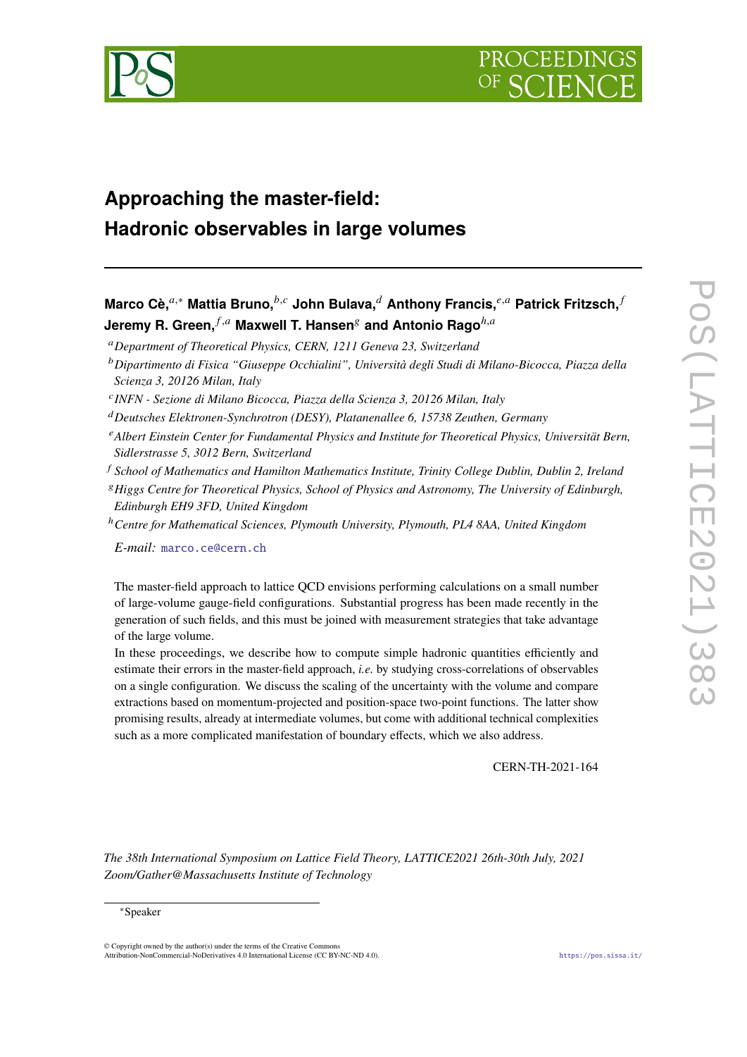# Approaching the master-field: Hadronic observables in large volumes

**Marco Cè,**[a,*] **Mattia Bruno,**[b,c] **John Bulava,**[d] **Anthony Francis,**[e,a] **Patrick Fritzsch,**[f] **Jeremy R. Green,**[f,a] **Maxwell T. Hansen**[g] **and Antonio Rago**[h,a]

[a] *Department of Theoretical Physics, CERN, 1211 Geneva 23, Switzerland*

[b] *Dipartimento di Fisica "Giuseppe Occhialini", Università degli Studi di Milano-Bicocca, Piazza della Scienza 3, 20126 Milan, Italy*

[c] *INFN - Sezione di Milano Bicocca, Piazza della Scienza 3, 20126 Milan, Italy*

[d] *Deutsches Elektronen-Synchrotron (DESY), Platanenallee 6, 15738 Zeuthen, Germany*

[e] *Albert Einstein Center for Fundamental Physics and Institute for Theoretical Physics, Universität Bern, Sidlerstrasse 5, 3012 Bern, Switzerland*

[f] *School of Mathematics and Hamilton Mathematics Institute, Trinity College Dublin, Dublin 2, Ireland*

[g] *Higgs Centre for Theoretical Physics, School of Physics and Astronomy, The University of Edinburgh, Edinburgh EH9 3FD, United Kingdom*

[h] *Centre for Mathematical Sciences, Plymouth University, Plymouth, PL4 8AA, United Kingdom*

*E-mail:* marco.ce@cern.ch

The master-field approach to lattice QCD envisions performing calculations on a small number of large-volume gauge-field configurations. Substantial progress has been made recently in the generation of such fields, and this must be joined with measurement strategies that take advantage of the large volume.

In these proceedings, we describe how to compute simple hadronic quantities efficiently and estimate their errors in the master-field approach, *i.e.* by studying cross-correlations of observables on a single configuration. We discuss the scaling of the uncertainty with the volume and compare extractions based on momentum-projected and position-space two-point functions. The latter show promising results, already at intermediate volumes, but come with additional technical complexities such as a more complicated manifestation of boundary effects, which we also address.

CERN-TH-2021-164

*The 38th International Symposium on Lattice Field Theory, LATTICE2021 26th-30th July, 2021 Zoom/Gather@Massachusetts Institute of Technology*

[*] Speaker

© Copyright owned by the author(s) under the terms of the Creative Commons Attribution-NonCommercial-NoDerivatives 4.0 International License (CC BY-NC-ND 4.0).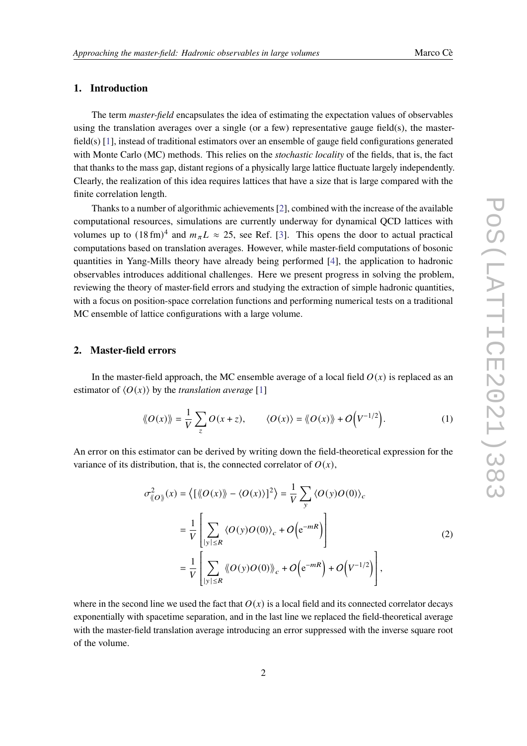## 1. Introduction

The term *master-field* encapsulates the idea of estimating the expectation values of observables using the translation averages over a single (or a few) representative gauge field(s), the master-field(s) [1], instead of traditional estimators over an ensemble of gauge field configurations generated with Monte Carlo (MC) methods. This relies on the *stochastic locality* of the fields, that is, the fact that thanks to the mass gap, distant regions of a physically large lattice fluctuate largely independently. Clearly, the realization of this idea requires lattices that have a size that is large compared with the finite correlation length.

Thanks to a number of algorithmic achievements [2], combined with the increase of the available computational resources, simulations are currently underway for dynamical QCD lattices with volumes up to $(18\,\mathrm{fm})^4$ and $m_\pi L \approx 25$, see Ref. [3]. This opens the door to actual practical computations based on translation averages. However, while master-field computations of bosonic quantities in Yang-Mills theory have already being performed [4], the application to hadronic observables introduces additional challenges. Here we present progress in solving the problem, reviewing the theory of master-field errors and studying the extraction of simple hadronic quantities, with a focus on position-space correlation functions and performing numerical tests on a traditional MC ensemble of lattice configurations with a large volume.

## 2. Master-field errors

In the master-field approach, the MC ensemble average of a local field $O(x)$ is replaced as an estimator of $\langle O(x) \rangle$ by the *translation average* [1]

$$\langle\!\langle O(x) \rangle\!\rangle = \frac{1}{V} \sum_z O(x+z), \qquad \langle O(x) \rangle = \langle\!\langle O(x) \rangle\!\rangle + O\Big(V^{-1/2}\Big). \tag{1}$$

An error on this estimator can be derived by writing down the field-theoretical expression for the variance of its distribution, that is, the connected correlator of $O(x)$,

$$\begin{aligned}
\sigma^2_{\langle\!\langle O \rangle\!\rangle}(x) &= \left\langle [\langle\!\langle O(x) \rangle\!\rangle - \langle O(x) \rangle]^2 \right\rangle = \frac{1}{V} \sum_y \langle O(y) O(0) \rangle_c \\
&= \frac{1}{V} \left[ \sum_{|y| \le R} \langle O(y) O(0) \rangle_c + O\Big(\mathrm{e}^{-mR}\Big) \right] \\
&= \frac{1}{V} \left[ \sum_{|y| \le R} \langle\!\langle O(y) O(0) \rangle\!\rangle_c + O\Big(\mathrm{e}^{-mR}\Big) + O\Big(V^{-1/2}\Big) \right],
\end{aligned} \tag{2}$$

where in the second line we used the fact that $O(x)$ is a local field and its connected correlator decays exponentially with spacetime separation, and in the last line we replaced the field-theoretical average with the master-field translation average introducing an error suppressed with the inverse square root of the volume.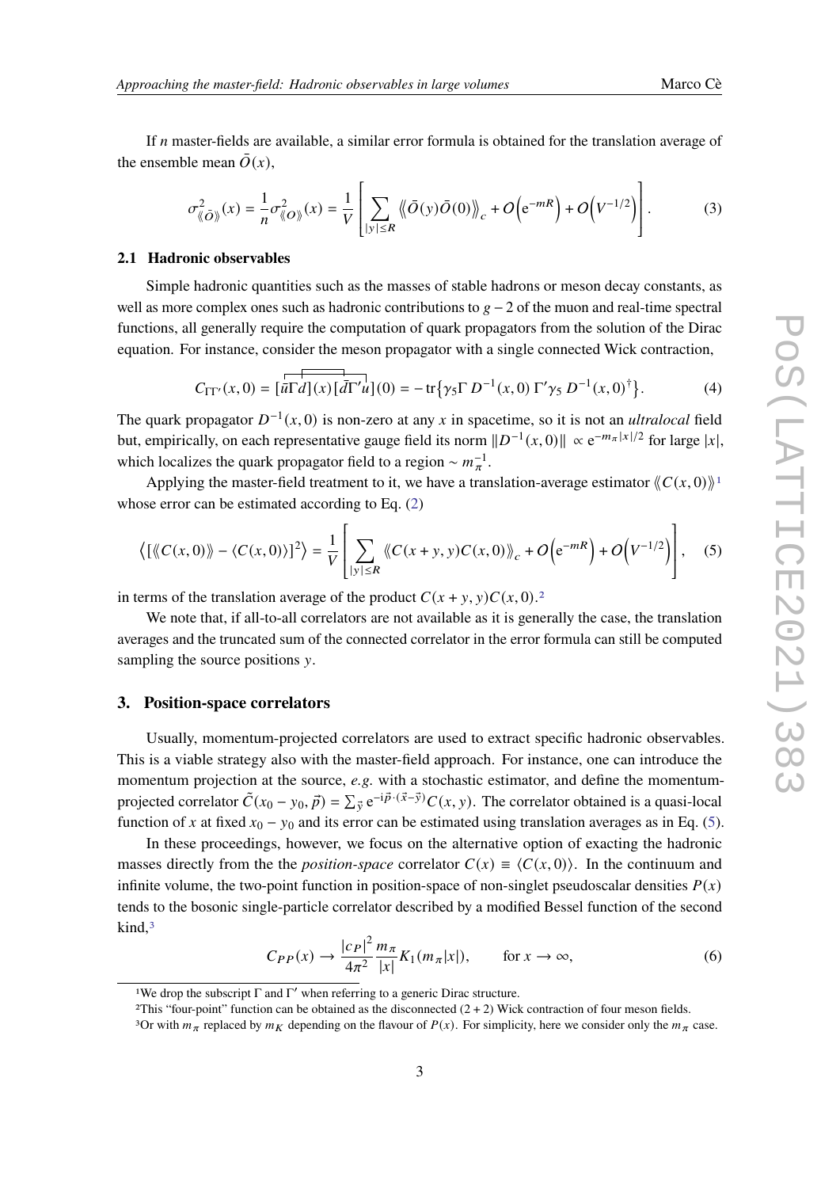If $n$ master-fields are available, a similar error formula is obtained for the translation average of the ensemble mean $\bar{O}(x)$,

$$\sigma^2_{\langle\!\langle \bar{O} \rangle\!\rangle}(x) = \frac{1}{n}\sigma^2_{\langle\!\langle O \rangle\!\rangle}(x) = \frac{1}{V}\left[\sum_{|y|\leq R} \langle\!\langle \bar{O}(y)\bar{O}(0) \rangle\!\rangle_c + O\left(\mathrm{e}^{-mR}\right) + O\left(V^{-1/2}\right)\right]. \tag{3}$$

### 2.1 Hadronic observables

Simple hadronic quantities such as the masses of stable hadrons or meson decay constants, as well as more complex ones such as hadronic contributions to $g-2$ of the muon and real-time spectral functions, all generally require the computation of quark propagators from the solution of the Dirac equation. For instance, consider the meson propagator with a single connected Wick contraction,

$$C_{\Gamma\Gamma'}(x,0) = [\bar{u}\Gamma d](x)\,[\bar{d}\Gamma' u](0) = -\,\mathrm{tr}\left\{\gamma_5 \Gamma\, D^{-1}(x,0)\,\Gamma' \gamma_5\, D^{-1}(x,0)^{\dagger}\right\}. \tag{4}$$

The quark propagator $D^{-1}(x,0)$ is non-zero at any $x$ in spacetime, so it is not an *ultralocal* field but, empirically, on each representative gauge field its norm $\|D^{-1}(x,0)\| \propto \mathrm{e}^{-m_\pi |x|/2}$ for large $|x|$, which localizes the quark propagator field to a region $\sim m_\pi^{-1}$.

Applying the master-field treatment to it, we have a translation-average estimator $\langle\!\langle C(x,0) \rangle\!\rangle$[1] whose error can be estimated according to Eq. (2)

$$\left\langle [\langle\!\langle C(x,0) \rangle\!\rangle - \langle C(x,0) \rangle]^2 \right\rangle = \frac{1}{V}\left[\sum_{|y|\leq R} \langle\!\langle C(x+y,y)C(x,0) \rangle\!\rangle_c + O\left(\mathrm{e}^{-mR}\right) + O\left(V^{-1/2}\right)\right], \tag{5}$$

in terms of the translation average of the product $C(x+y,y)C(x,0)$.[2]

We note that, if all-to-all correlators are not available as it is generally the case, the translation averages and the truncated sum of the connected correlator in the error formula can still be computed sampling the source positions $y$.

## 3. Position-space correlators

Usually, momentum-projected correlators are used to extract specific hadronic observables. This is a viable strategy also with the master-field approach. For instance, one can introduce the momentum projection at the source, *e.g.* with a stochastic estimator, and define the momentum-projected correlator $\tilde{C}(x_0 - y_0, \vec{p}) = \sum_{\vec{y}} \mathrm{e}^{-i\vec{p}\cdot(\vec{x}-\vec{y})} C(x,y)$. The correlator obtained is a quasi-local function of $x$ at fixed $x_0 - y_0$ and its error can be estimated using translation averages as in Eq. (5).

In these proceedings, however, we focus on the alternative option of exacting the hadronic masses directly from the the *position-space* correlator $C(x) \equiv \langle C(x,0) \rangle$. In the continuum and infinite volume, the two-point function in position-space of non-singlet pseudoscalar densities $P(x)$ tends to the bosonic single-particle correlator described by a modified Bessel function of the second kind,[3]

$$C_{PP}(x) \to \frac{|c_P|^2}{4\pi^2}\frac{m_\pi}{|x|}K_1(m_\pi |x|), \qquad \text{for } x \to \infty, \tag{6}$$

[1] We drop the subscript $\Gamma$ and $\Gamma'$ when referring to a generic Dirac structure.

[2] This "four-point" function can be obtained as the disconnected $(2+2)$ Wick contraction of four meson fields.

[3] Or with $m_\pi$ replaced by $m_K$ depending on the flavour of $P(x)$. For simplicity, here we consider only the $m_\pi$ case.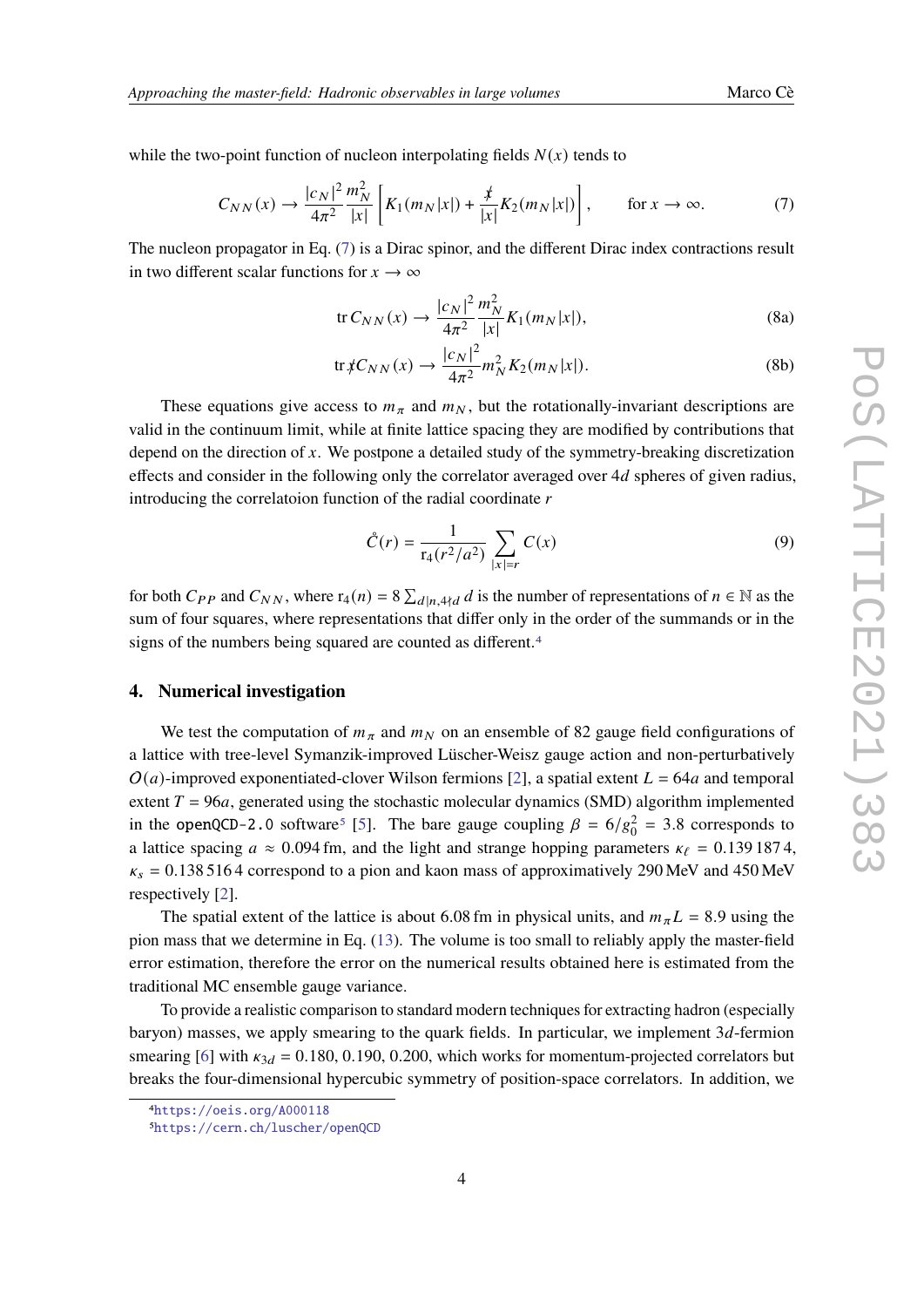while the two-point function of nucleon interpolating fields $N(x)$ tends to

$$C_{NN}(x) \to \frac{|c_N|^2}{4\pi^2}\frac{m_N^2}{|x|}\left[K_1(m_N|x|) + \frac{\not{x}}{|x|}K_2(m_N|x|)\right], \qquad \text{for } x \to \infty. \tag{7}$$

The nucleon propagator in Eq. (7) is a Dirac spinor, and the different Dirac index contractions result in two different scalar functions for $x \to \infty$

$$\operatorname{tr} C_{NN}(x) \to \frac{|c_N|^2}{4\pi^2}\frac{m_N^2}{|x|}K_1(m_N|x|), \tag{8a}$$

$$\operatorname{tr} \not{x} C_{NN}(x) \to \frac{|c_N|^2}{4\pi^2} m_N^2 K_2(m_N|x|). \tag{8b}$$

These equations give access to $m_\pi$ and $m_N$, but the rotationally-invariant descriptions are valid in the continuum limit, while at finite lattice spacing they are modified by contributions that depend on the direction of $x$. We postpone a detailed study of the symmetry-breaking discretization effects and consider in the following only the correlator averaged over $4d$ spheres of given radius, introducing the correlatoion function of the radial coordinate $r$

$$\mathring{C}(r) = \frac{1}{\mathrm{r}_4(r^2/a^2)}\sum_{|x|=r} C(x) \tag{9}$$

for both $C_{PP}$ and $C_{NN}$, where $\mathrm{r}_4(n) = 8\sum_{d|n, 4\nmid d} d$ is the number of representations of $n \in \mathbb{N}$ as the sum of four squares, where representations that differ only in the order of the summands or in the signs of the numbers being squared are counted as different.[4]

## 4. Numerical investigation

We test the computation of $m_\pi$ and $m_N$ on an ensemble of 82 gauge field configurations of a lattice with tree-level Symanzik-improved Lüscher-Weisz gauge action and non-perturbatively $O(a)$-improved exponentiated-clover Wilson fermions [2], a spatial extent $L = 64a$ and temporal extent $T = 96a$, generated using the stochastic molecular dynamics (SMD) algorithm implemented in the `openQCD-2.0` software[5] [5]. The bare gauge coupling $\beta = 6/g_0^2 = 3.8$ corresponds to a lattice spacing $a \approx 0.094$ fm, and the light and strange hopping parameters $\kappa_\ell = 0.139\,187\,4$, $\kappa_s = 0.138\,516\,4$ correspond to a pion and kaon mass of approximatively 290 MeV and 450 MeV respectively [2].

The spatial extent of the lattice is about 6.08 fm in physical units, and $m_\pi L = 8.9$ using the pion mass that we determine in Eq. (13). The volume is too small to reliably apply the master-field error estimation, therefore the error on the numerical results obtained here is estimated from the traditional MC ensemble gauge variance.

To provide a realistic comparison to standard modern techniques for extracting hadron (especially baryon) masses, we apply smearing to the quark fields. In particular, we implement $3d$-fermion smearing [6] with $\kappa_{3d} = 0.180, 0.190, 0.200$, which works for momentum-projected correlators but breaks the four-dimensional hypercubic symmetry of position-space correlators. In addition, we

[4] https://oeis.org/A000118

[5] https://cern.ch/luscher/openQCD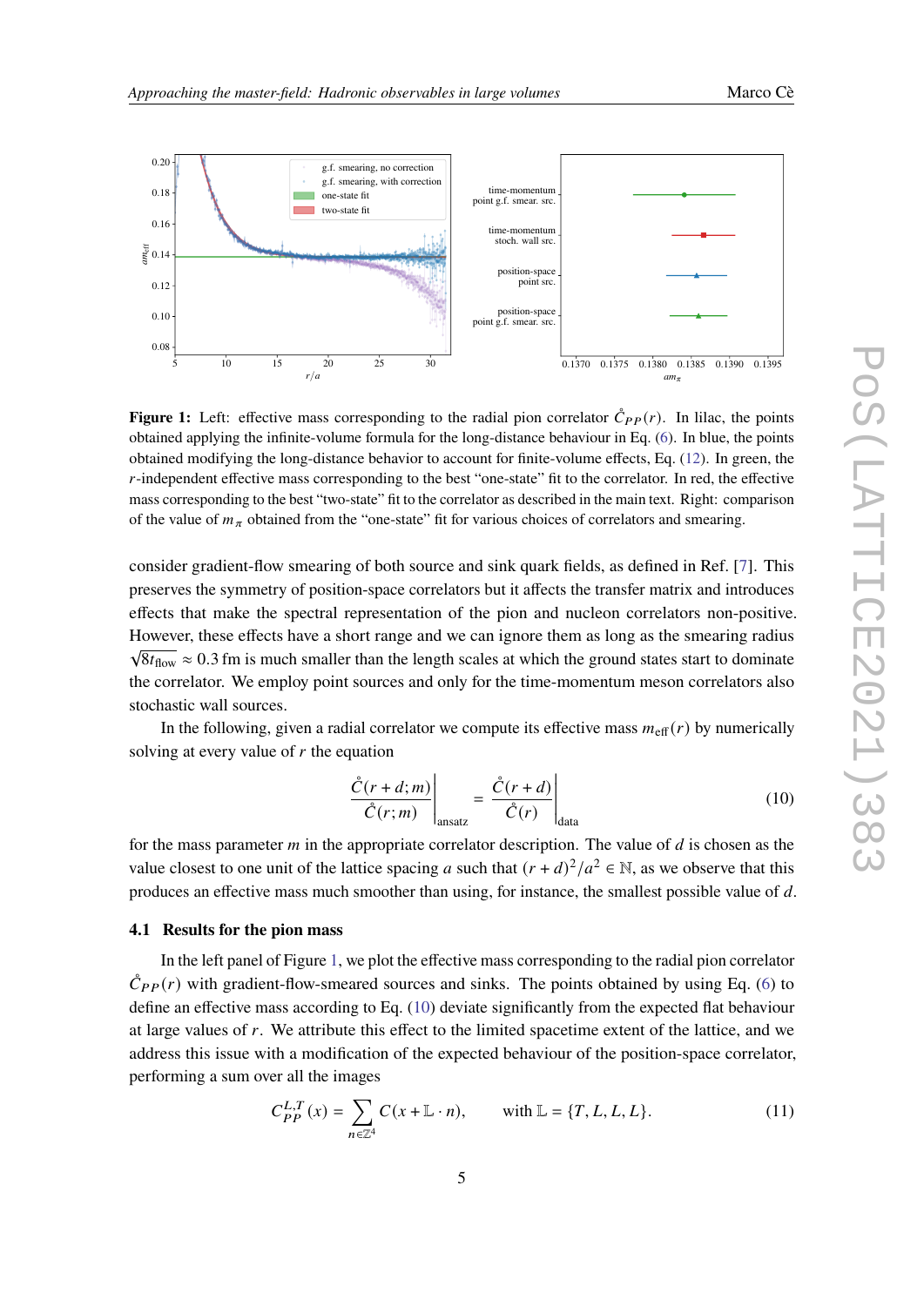**Figure 1:** Left: effective mass corresponding to the radial pion correlator $\mathring{C}_{PP}(r)$. In lilac, the points obtained applying the infinite-volume formula for the long-distance behaviour in Eq. (6). In blue, the points obtained modifying the long-distance behavior to account for finite-volume effects, Eq. (12). In green, the $r$-independent effective mass corresponding to the best "one-state" fit to the correlator. In red, the effective mass corresponding to the best "two-state" fit to the correlator as described in the main text. Right: comparison of the value of $m_\pi$ obtained from the "one-state" fit for various choices of correlators and smearing.

consider gradient-flow smearing of both source and sink quark fields, as defined in Ref. [7]. This preserves the symmetry of position-space correlators but it affects the transfer matrix and introduces effects that make the spectral representation of the pion and nucleon correlators non-positive. However, these effects have a short range and we can ignore them as long as the smearing radius $\sqrt{8t_{\text{flow}}} \approx 0.3$ fm is much smaller than the length scales at which the ground states start to dominate the correlator. We employ point sources and only for the time-momentum meson correlators also stochastic wall sources.

In the following, given a radial correlator we compute its effective mass $m_{\text{eff}}(r)$ by numerically solving at every value of $r$ the equation

$$\left.\frac{\mathring{C}(r+d;m)}{\mathring{C}(r;m)}\right|_{\text{ansatz}} = \left.\frac{\mathring{C}(r+d)}{\mathring{C}(r)}\right|_{\text{data}} \tag{10}$$

for the mass parameter $m$ in the appropriate correlator description. The value of $d$ is chosen as the value closest to one unit of the lattice spacing $a$ such that $(r+d)^2/a^2 \in \mathbb{N}$, as we observe that this produces an effective mass much smoother than using, for instance, the smallest possible value of $d$.

### 4.1 Results for the pion mass

In the left panel of Figure 1, we plot the effective mass corresponding to the radial pion correlator $\mathring{C}_{PP}(r)$ with gradient-flow-smeared sources and sinks. The points obtained by using Eq. (6) to define an effective mass according to Eq. (10) deviate significantly from the expected flat behaviour at large values of $r$. We attribute this effect to the limited spacetime extent of the lattice, and we address this issue with a modification of the expected behaviour of the position-space correlator, performing a sum over all the images

$$C_{PP}^{L,T}(x) = \sum_{n\in\mathbb{Z}^4} C(x + \mathbb{L}\cdot n), \qquad \text{with } \mathbb{L} = \{T, L, L, L\}. \tag{11}$$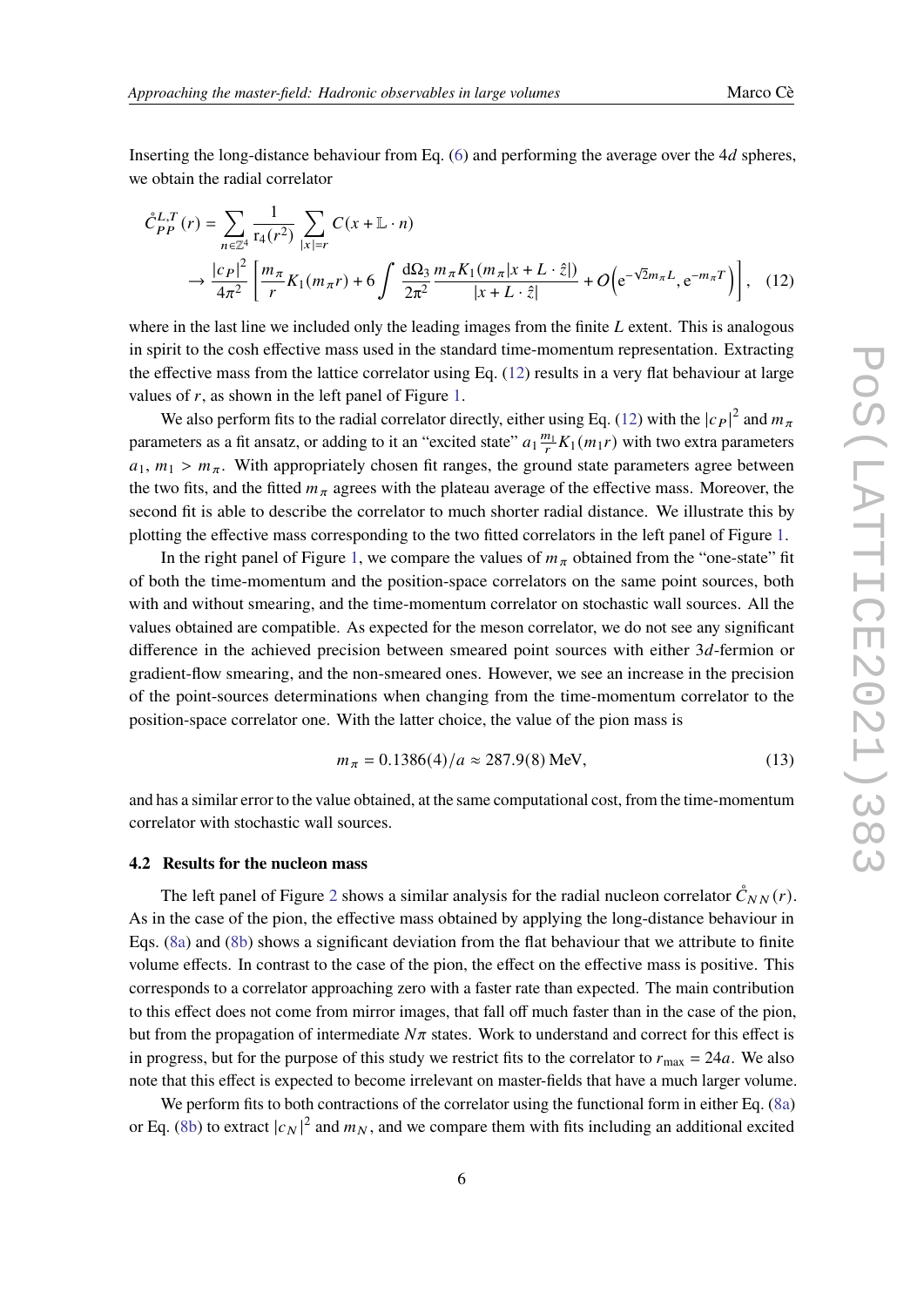Inserting the long-distance behaviour from Eq. (6) and performing the average over the 4$d$ spheres, we obtain the radial correlator

$$\mathring{C}^{L,T}_{PP}(r) = \sum_{n\in\mathbb{Z}^4} \frac{1}{\mathrm{r}_4(r^2)} \sum_{|x|=r} C(x + \mathbb{L}\cdot n)$$
$$\to \frac{|c_P|^2}{4\pi^2}\left[\frac{m_\pi}{r}K_1(m_\pi r) + 6\int \frac{\mathrm{d}\Omega_3}{2\pi^2}\frac{m_\pi K_1(m_\pi|x+L\cdot\hat{z}|)}{|x+L\cdot\hat{z}|} + O\left(\mathrm{e}^{-\sqrt{2}m_\pi L}, \mathrm{e}^{-m_\pi T}\right)\right], \quad (12)$$

where in the last line we included only the leading images from the finite $L$ extent. This is analogous in spirit to the cosh effective mass used in the standard time-momentum representation. Extracting the effective mass from the lattice correlator using Eq. (12) results in a very flat behaviour at large values of $r$, as shown in the left panel of Figure 1.

We also perform fits to the radial correlator directly, either using Eq. (12) with the $|c_P|^2$ and $m_\pi$ parameters as a fit ansatz, or adding to it an "excited state" $a_1 \frac{m_1}{r} K_1(m_1 r)$ with two extra parameters $a_1$, $m_1 > m_\pi$. With appropriately chosen fit ranges, the ground state parameters agree between the two fits, and the fitted $m_\pi$ agrees with the plateau average of the effective mass. Moreover, the second fit is able to describe the correlator to much shorter radial distance. We illustrate this by plotting the effective mass corresponding to the two fitted correlators in the left panel of Figure 1.

In the right panel of Figure 1, we compare the values of $m_\pi$ obtained from the "one-state" fit of both the time-momentum and the position-space correlators on the same point sources, both with and without smearing, and the time-momentum correlator on stochastic wall sources. All the values obtained are compatible. As expected for the meson correlator, we do not see any significant difference in the achieved precision between smeared point sources with either 3$d$-fermion or gradient-flow smearing, and the non-smeared ones. However, we see an increase in the precision of the point-sources determinations when changing from the time-momentum correlator to the position-space correlator one. With the latter choice, the value of the pion mass is

$$m_\pi = 0.1386(4)/a \approx 287.9(8)\,\text{MeV}, \quad (13)$$

and has a similar error to the value obtained, at the same computational cost, from the time-momentum correlator with stochastic wall sources.

### 4.2 Results for the nucleon mass

The left panel of Figure 2 shows a similar analysis for the radial nucleon correlator $\mathring{C}_{NN}(r)$. As in the case of the pion, the effective mass obtained by applying the long-distance behaviour in Eqs. (8a) and (8b) shows a significant deviation from the flat behaviour that we attribute to finite volume effects. In contrast to the case of the pion, the effect on the effective mass is positive. This corresponds to a correlator approaching zero with a faster rate than expected. The main contribution to this effect does not come from mirror images, that fall off much faster than in the case of the pion, but from the propagation of intermediate $N\pi$ states. Work to understand and correct for this effect is in progress, but for the purpose of this study we restrict fits to the correlator to $r_\text{max} = 24a$. We also note that this effect is expected to become irrelevant on master-fields that have a much larger volume.

We perform fits to both contractions of the correlator using the functional form in either Eq. (8a) or Eq. (8b) to extract $|c_N|^2$ and $m_N$, and we compare them with fits including an additional excited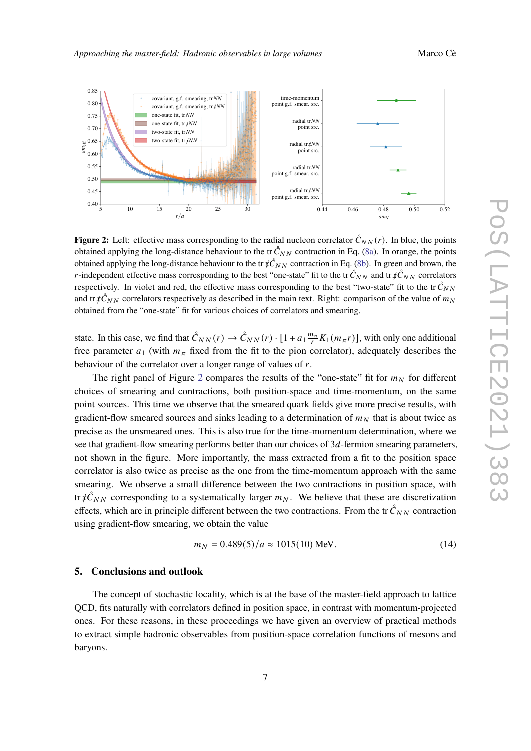**Figure 2:** Left: effective mass corresponding to the radial nucleon correlator $\mathring{C}_{NN}(r)$. In blue, the points obtained applying the long-distance behaviour to the $\mathrm{tr}\,\mathring{C}_{NN}$ contraction in Eq. (8a). In orange, the points obtained applying the long-distance behaviour to the $\mathrm{tr}\,\not{x}\mathring{C}_{NN}$ contraction in Eq. (8b). In green and brown, the $r$-independent effective mass corresponding to the best "one-state" fit to the $\mathrm{tr}\,\mathring{C}_{NN}$ and $\mathrm{tr}\,\not{x}\mathring{C}_{NN}$ correlators respectively. In violet and red, the effective mass corresponding to the best "two-state" fit to the $\mathrm{tr}\,\mathring{C}_{NN}$ and $\mathrm{tr}\,\not{x}\mathring{C}_{NN}$ correlators respectively as described in the main text. Right: comparison of the value of $m_N$ obtained from the "one-state" fit for various choices of correlators and smearing.

state. In this case, we find that $\mathring{C}_{NN}(r) \to \mathring{C}_{NN}(r) \cdot [1 + a_1 \frac{m_\pi}{r} K_1(m_\pi r)]$, with only one additional free parameter $a_1$ (with $m_\pi$ fixed from the fit to the pion correlator), adequately describes the behaviour of the correlator over a longer range of values of $r$.

The right panel of Figure 2 compares the results of the "one-state" fit for $m_N$ for different choices of smearing and contractions, both position-space and time-momentum, on the same point sources. This time we observe that the smeared quark fields give more precise results, with gradient-flow smeared sources and sinks leading to a determination of $m_N$ that is about twice as precise as the unsmeared ones. This is also true for the time-momentum determination, where we see that gradient-flow smearing performs better than our choices of $3d$-fermion smearing parameters, not shown in the figure. More importantly, the mass extracted from a fit to the position space correlator is also twice as precise as the one from the time-momentum approach with the same smearing. We observe a small difference between the two contractions in position space, with $\mathrm{tr}\,\not{x}\mathring{C}_{NN}$ corresponding to a systematically larger $m_N$. We believe that these are discretization effects, which are in principle different between the two contractions. From the $\mathrm{tr}\,\mathring{C}_{NN}$ contraction using gradient-flow smearing, we obtain the value

$$m_N = 0.489(5)/a \approx 1015(10)\ \text{MeV}. \tag{14}$$

## 5. Conclusions and outlook

The concept of stochastic locality, which is at the base of the master-field approach to lattice QCD, fits naturally with correlators defined in position space, in contrast with momentum-projected ones. For these reasons, in these proceedings we have given an overview of practical methods to extract simple hadronic observables from position-space correlation functions of mesons and baryons.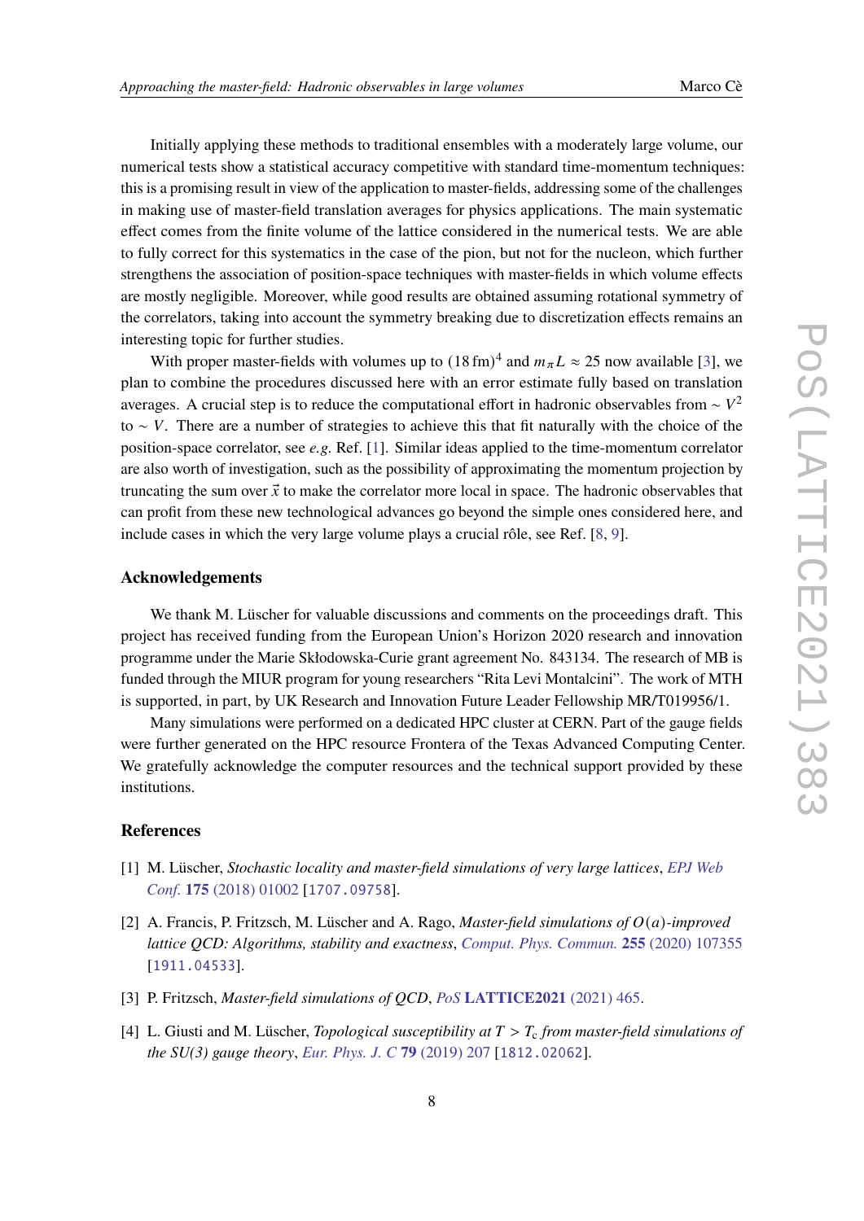Initially applying these methods to traditional ensembles with a moderately large volume, our numerical tests show a statistical accuracy competitive with standard time-momentum techniques: this is a promising result in view of the application to master-fields, addressing some of the challenges in making use of master-field translation averages for physics applications. The main systematic effect comes from the finite volume of the lattice considered in the numerical tests. We are able to fully correct for this systematics in the case of the pion, but not for the nucleon, which further strengthens the association of position-space techniques with master-fields in which volume effects are mostly negligible. Moreover, while good results are obtained assuming rotational symmetry of the correlators, taking into account the symmetry breaking due to discretization effects remains an interesting topic for further studies.

With proper master-fields with volumes up to $(18\,\mathrm{fm})^4$ and $m_\pi L \approx 25$ now available [3], we plan to combine the procedures discussed here with an error estimate fully based on translation averages. A crucial step is to reduce the computational effort in hadronic observables from $\sim V^2$ to $\sim V$. There are a number of strategies to achieve this that fit naturally with the choice of the position-space correlator, see *e.g.* Ref. [1]. Similar ideas applied to the time-momentum correlator are also worth of investigation, such as the possibility of approximating the momentum projection by truncating the sum over $\vec{x}$ to make the correlator more local in space. The hadronic observables that can profit from these new technological advances go beyond the simple ones considered here, and include cases in which the very large volume plays a crucial rôle, see Ref. [8, 9].

## Acknowledgements

We thank M. Lüscher for valuable discussions and comments on the proceedings draft. This project has received funding from the European Union's Horizon 2020 research and innovation programme under the Marie Skłodowska-Curie grant agreement No. 843134. The research of MB is funded through the MIUR program for young researchers "Rita Levi Montalcini". The work of MTH is supported, in part, by UK Research and Innovation Future Leader Fellowship MR/T019956/1.

Many simulations were performed on a dedicated HPC cluster at CERN. Part of the gauge fields were further generated on the HPC resource Frontera of the Texas Advanced Computing Center. We gratefully acknowledge the computer resources and the technical support provided by these institutions.

## References

[1] M. Lüscher, *Stochastic locality and master-field simulations of very large lattices*, *EPJ Web Conf.* **175** (2018) 01002 [1707.09758].

[2] A. Francis, P. Fritzsch, M. Lüscher and A. Rago, *Master-field simulations of $O(a)$-improved lattice QCD: Algorithms, stability and exactness*, *Comput. Phys. Commun.* **255** (2020) 107355 [1911.04533].

[3] P. Fritzsch, *Master-field simulations of QCD*, *PoS* **LATTICE2021** (2021) 465.

[4] L. Giusti and M. Lüscher, *Topological susceptibility at $T > T_c$ from master-field simulations of the SU(3) gauge theory*, *Eur. Phys. J. C* **79** (2019) 207 [1812.02062].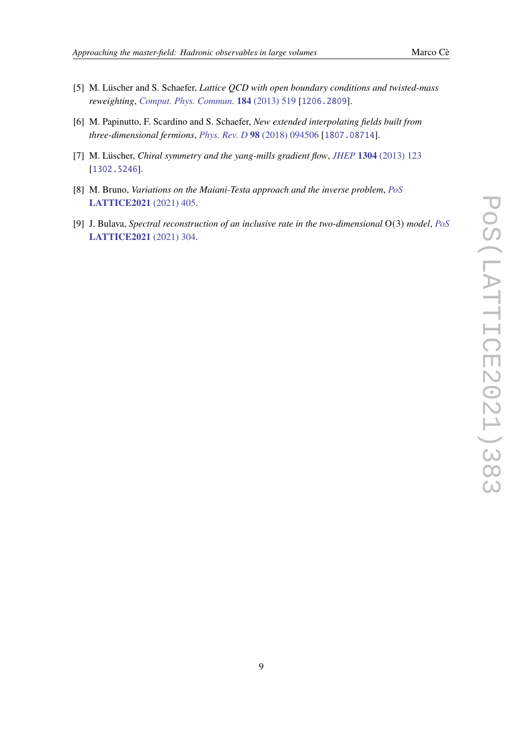[5] M. Lüscher and S. Schaefer, *Lattice QCD with open boundary conditions and twisted-mass reweighting*, *Comput. Phys. Commun.* **184** (2013) 519 [1206.2809].

[6] M. Papinutto, F. Scardino and S. Schaefer, *New extended interpolating fields built from three-dimensional fermions*, *Phys. Rev. D* **98** (2018) 094506 [1807.08714].

[7] M. Lüscher, *Chiral symmetry and the yang-mills gradient flow*, *JHEP* **1304** (2013) 123 [1302.5246].

[8] M. Bruno, *Variations on the Maiani-Testa approach and the inverse problem*, *PoS* **LATTICE2021** (2021) 405.

[9] J. Bulava, *Spectral reconstruction of an inclusive rate in the two-dimensional* O(3) *model*, *PoS* **LATTICE2021** (2021) 304.